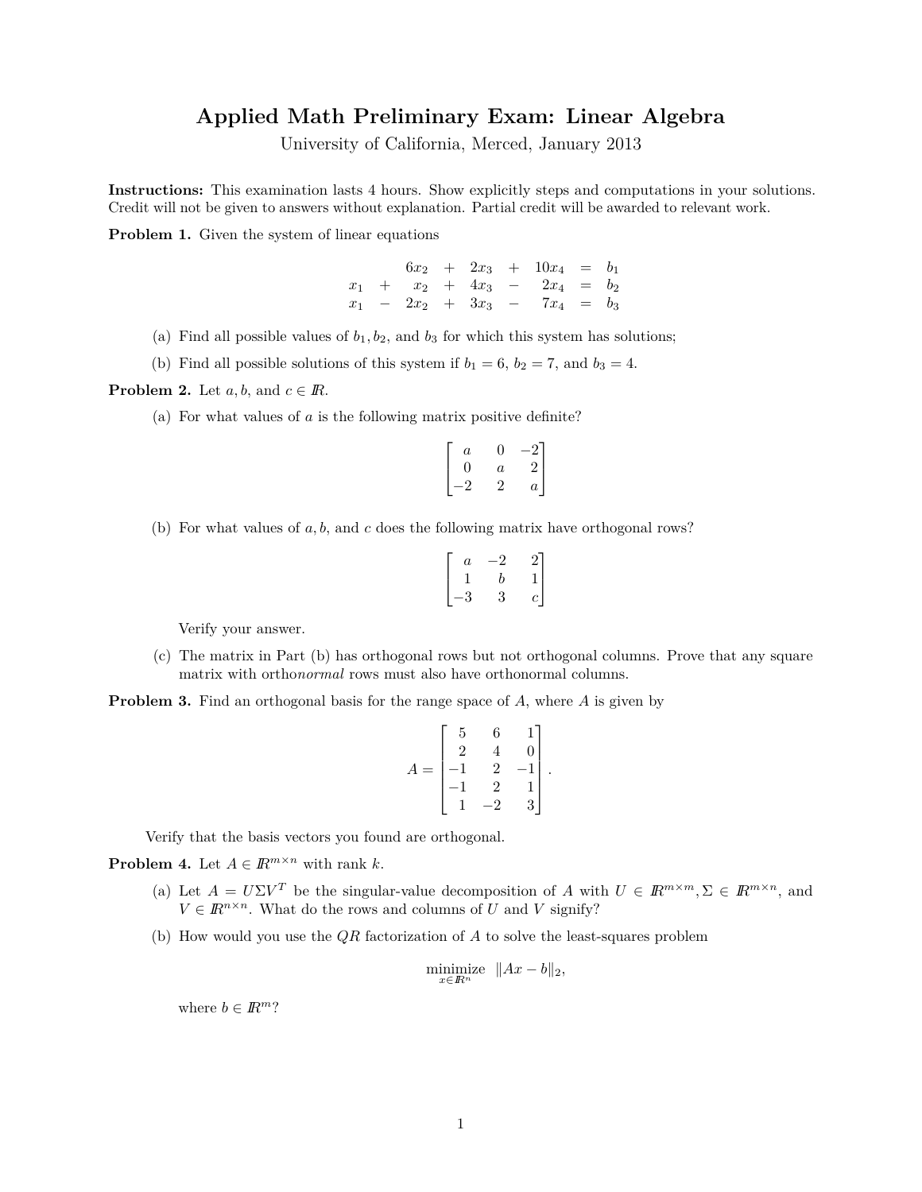# Applied Math Preliminary Exam: Linear Algebra

University of California, Merced, January 2013

**Instructions:** This examination lasts 4 hours. Show explicitly steps and computations in your solutions. Credit will not be given to answers without explanation. Partial credit will be awarded to relevant work.

**Problem 1.** Given the system of linear equations

$$
\begin{array}{rcrcrcrcl}
 & & 6x_2 & + & 2x_3 & + & 10x_4 & = & b_1 \\
x_1 & + & x_2 & + & 4x_3 & - & 2x_4 & = & b_2 \\
x_1 & - & 2x_2 & + & 3x_3 & - & 7x_4 & = & b_3
\end{array}
$$

(a) Find all possible values of $b_1, b_2$, and $b_3$ for which this system has solutions;

(b) Find all possible solutions of this system if $b_1 = 6$, $b_2 = 7$, and $b_3 = 4$.

**Problem 2.** Let $a, b$, and $c \in \mathbb{R}$.

(a) For what values of $a$ is the following matrix positive definite?

$$
\begin{bmatrix} a & 0 & -2 \\ 0 & a & 2 \\ -2 & 2 & a \end{bmatrix}
$$

(b) For what values of $a, b$, and $c$ does the following matrix have orthogonal rows?

$$
\begin{bmatrix} a & -2 & 2 \\ 1 & b & 1 \\ -3 & 3 & c \end{bmatrix}
$$

Verify your answer.

(c) The matrix in Part (b) has orthogonal rows but not orthogonal columns. Prove that any square matrix with ortho*normal* rows must also have orthonormal columns.

**Problem 3.** Find an orthogonal basis for the range space of $A$, where $A$ is given by

$$
A = \begin{bmatrix} 5 & 6 & 1 \\ 2 & 4 & 0 \\ -1 & 2 & -1 \\ -1 & 2 & 1 \\ 1 & -2 & 3 \end{bmatrix}.
$$

Verify that the basis vectors you found are orthogonal.

**Problem 4.** Let $A \in \mathbb{R}^{m \times n}$ with rank $k$.

(a) Let $A = U\Sigma V^T$ be the singular-value decomposition of $A$ with $U \in \mathbb{R}^{m \times m}, \Sigma \in \mathbb{R}^{m \times n}$, and $V \in \mathbb{R}^{n \times n}$. What do the rows and columns of $U$ and $V$ signify?

(b) How would you use the $QR$ factorization of $A$ to solve the least-squares problem

$$
\underset{x \in \mathbb{R}^n}{\text{minimize}} \quad \|Ax - b\|_2,
$$

where $b \in \mathbb{R}^m$?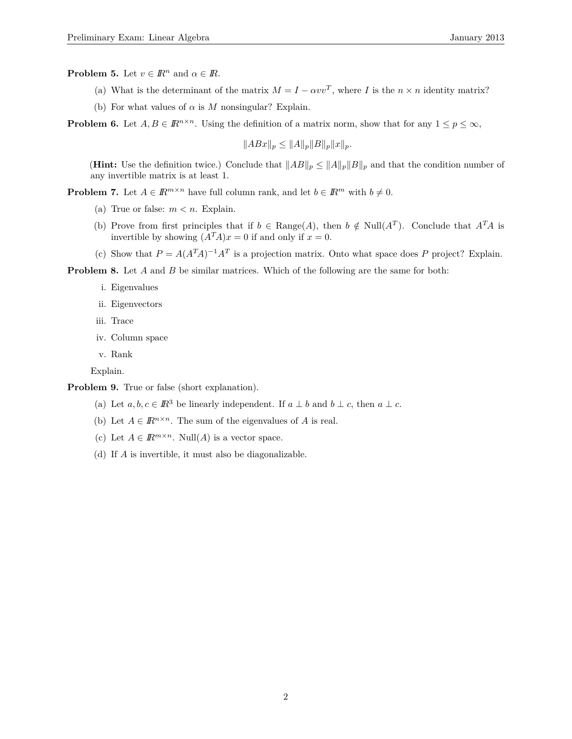**Problem 5.** Let $v \in \mathbb{R}^n$ and $\alpha \in \mathbb{R}$.

(a) What is the determinant of the matrix $M = I - \alpha v v^T$, where $I$ is the $n \times n$ identity matrix?

(b) For what values of $\alpha$ is $M$ nonsingular? Explain.

**Problem 6.** Let $A, B \in \mathbb{R}^{n \times n}$. Using the definition of a matrix norm, show that for any $1 \leq p \leq \infty$,

$$\|ABx\|_p \leq \|A\|_p \|B\|_p \|x\|_p.$$

(**Hint:** Use the definition twice.) Conclude that $\|AB\|_p \leq \|A\|_p \|B\|_p$ and that the condition number of any invertible matrix is at least 1.

**Problem 7.** Let $A \in \mathbb{R}^{m \times n}$ have full column rank, and let $b \in \mathbb{R}^m$ with $b \neq 0$.

(a) True or false: $m < n$. Explain.

(b) Prove from first principles that if $b \in \text{Range}(A)$, then $b \notin \text{Null}(A^T)$. Conclude that $A^T A$ is invertible by showing $(A^T A)x = 0$ if and only if $x = 0$.

(c) Show that $P = A(A^T A)^{-1} A^T$ is a projection matrix. Onto what space does $P$ project? Explain.

**Problem 8.** Let $A$ and $B$ be similar matrices. Which of the following are the same for both:

i. Eigenvalues

ii. Eigenvectors

iii. Trace

iv. Column space

v. Rank

Explain.

**Problem 9.** True or false (short explanation).

(a) Let $a, b, c \in \mathbb{R}^3$ be linearly independent. If $a \perp b$ and $b \perp c$, then $a \perp c$.

(b) Let $A \in \mathbb{R}^{n \times n}$. The sum of the eigenvalues of $A$ is real.

(c) Let $A \in \mathbb{R}^{m \times n}$. Null($A$) is a vector space.

(d) If $A$ is invertible, it must also be diagonalizable.